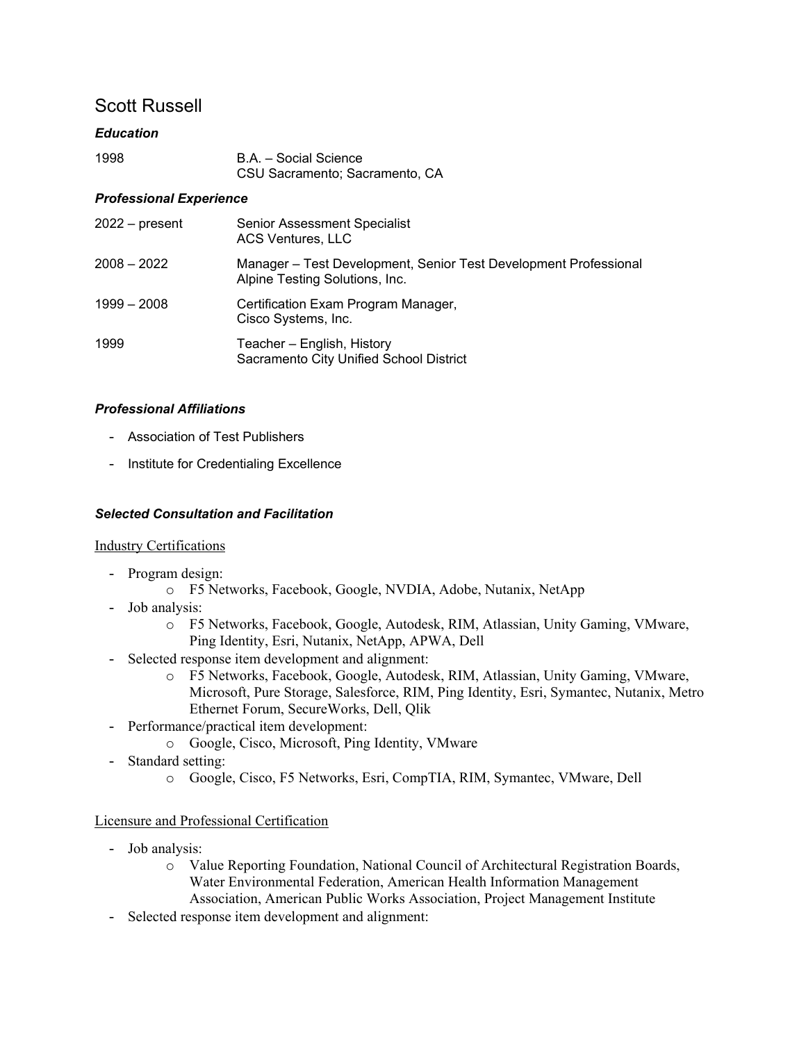# Scott Russell

### *Education*

| | |
|---|---|
| 1998 | B.A. – Social Science<br>CSU Sacramento; Sacramento, CA |

### *Professional Experience*

| | |
|---|---|
| 2022 – present | Senior Assessment Specialist<br>ACS Ventures, LLC |
| 2008 – 2022 | Manager – Test Development, Senior Test Development Professional<br>Alpine Testing Solutions, Inc. |
| 1999 – 2008 | Certification Exam Program Manager,<br>Cisco Systems, Inc. |
| 1999 | Teacher – English, History<br>Sacramento City Unified School District |

### *Professional Affiliations*

- Association of Test Publishers
- Institute for Credentialing Excellence

### *Selected Consultation and Facilitation*

Industry Certifications

- Program design:
  - F5 Networks, Facebook, Google, NVDIA, Adobe, Nutanix, NetApp
- Job analysis:
  - F5 Networks, Facebook, Google, Autodesk, RIM, Atlassian, Unity Gaming, VMware, Ping Identity, Esri, Nutanix, NetApp, APWA, Dell
- Selected response item development and alignment:
  - F5 Networks, Facebook, Google, Autodesk, RIM, Atlassian, Unity Gaming, VMware, Microsoft, Pure Storage, Salesforce, RIM, Ping Identity, Esri, Symantec, Nutanix, Metro Ethernet Forum, SecureWorks, Dell, Qlik
- Performance/practical item development:
  - Google, Cisco, Microsoft, Ping Identity, VMware
- Standard setting:
  - Google, Cisco, F5 Networks, Esri, CompTIA, RIM, Symantec, VMware, Dell

Licensure and Professional Certification

- Job analysis:
  - Value Reporting Foundation, National Council of Architectural Registration Boards, Water Environmental Federation, American Health Information Management Association, American Public Works Association, Project Management Institute
- Selected response item development and alignment: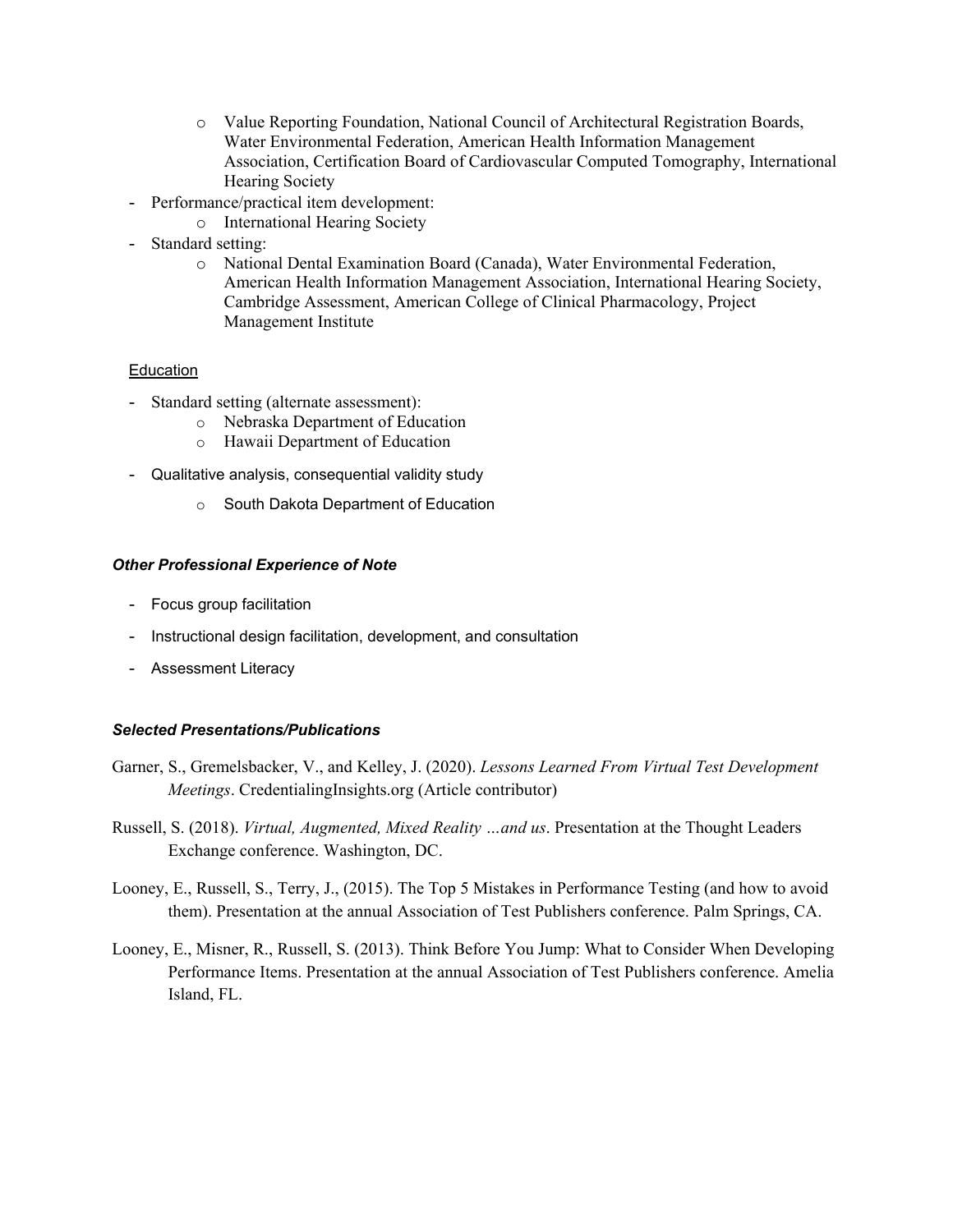- Value Reporting Foundation, National Council of Architectural Registration Boards, Water Environmental Federation, American Health Information Management Association, Certification Board of Cardiovascular Computed Tomography, International Hearing Society
- Performance/practical item development:
  - International Hearing Society
- Standard setting:
  - National Dental Examination Board (Canada), Water Environmental Federation, American Health Information Management Association, International Hearing Society, Cambridge Assessment, American College of Clinical Pharmacology, Project Management Institute

Education

- Standard setting (alternate assessment):
  - Nebraska Department of Education
  - Hawaii Department of Education
- Qualitative analysis, consequential validity study
  - South Dakota Department of Education

***Other Professional Experience of Note***

- Focus group facilitation
- Instructional design facilitation, development, and consultation
- Assessment Literacy

***Selected Presentations/Publications***

Garner, S., Gremelsbacker, V., and Kelley, J. (2020). *Lessons Learned From Virtual Test Development Meetings*. CredentialingInsights.org (Article contributor)

Russell, S. (2018). *Virtual, Augmented, Mixed Reality …and us*. Presentation at the Thought Leaders Exchange conference. Washington, DC.

Looney, E., Russell, S., Terry, J., (2015). The Top 5 Mistakes in Performance Testing (and how to avoid them). Presentation at the annual Association of Test Publishers conference. Palm Springs, CA.

Looney, E., Misner, R., Russell, S. (2013). Think Before You Jump: What to Consider When Developing Performance Items. Presentation at the annual Association of Test Publishers conference. Amelia Island, FL.